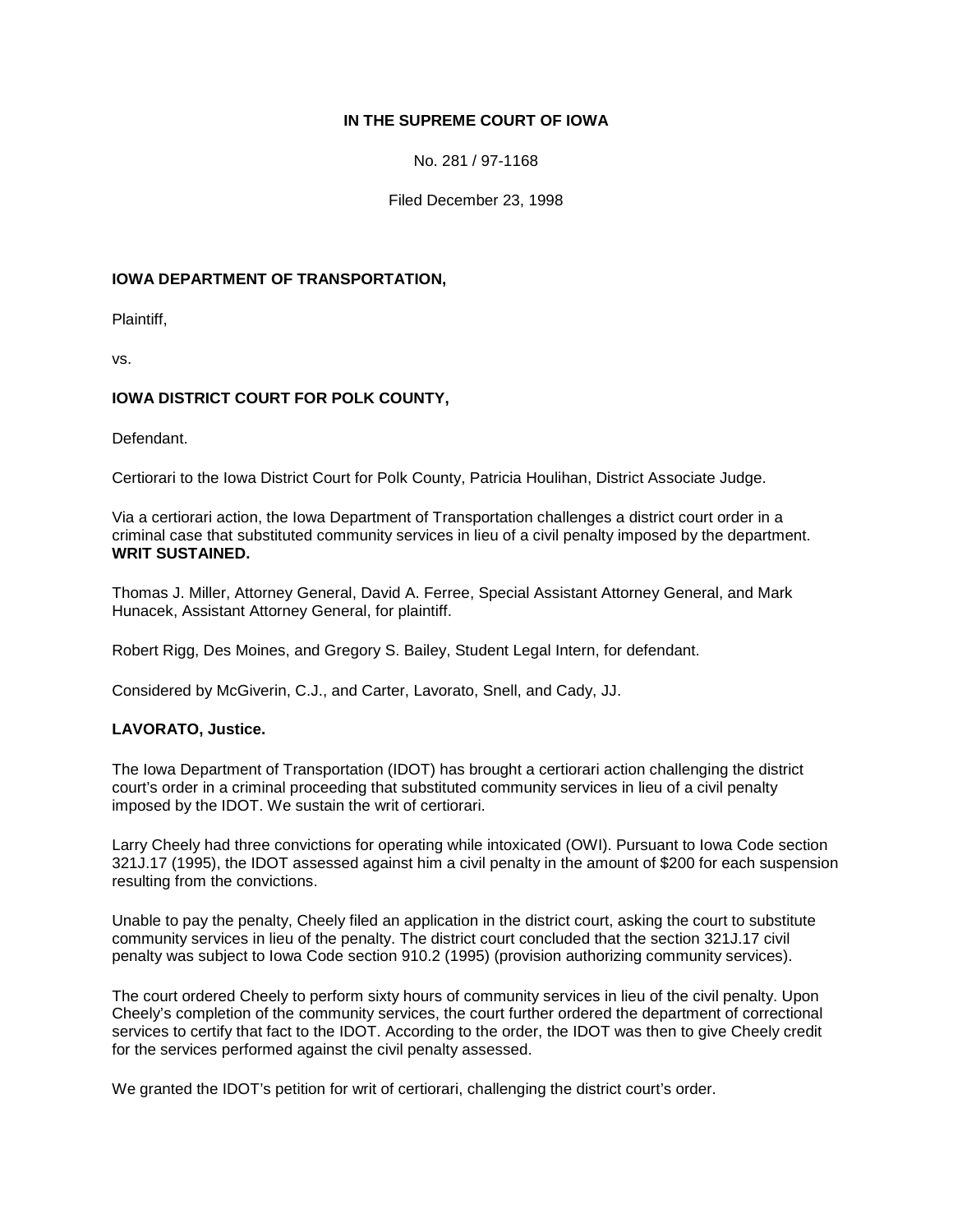**IN THE SUPREME COURT OF IOWA**

No. 281 / 97-1168

Filed December 23, 1998

**IOWA DEPARTMENT OF TRANSPORTATION,**

Plaintiff,

vs.

**IOWA DISTRICT COURT FOR POLK COUNTY,**

Defendant.

Certiorari to the Iowa District Court for Polk County, Patricia Houlihan, District Associate Judge.

Via a certiorari action, the Iowa Department of Transportation challenges a district court order in a criminal case that substituted community services in lieu of a civil penalty imposed by the department. **WRIT SUSTAINED.**

Thomas J. Miller, Attorney General, David A. Ferree, Special Assistant Attorney General, and Mark Hunacek, Assistant Attorney General, for plaintiff.

Robert Rigg, Des Moines, and Gregory S. Bailey, Student Legal Intern, for defendant.

Considered by McGiverin, C.J., and Carter, Lavorato, Snell, and Cady, JJ.

**LAVORATO, Justice.**

The Iowa Department of Transportation (IDOT) has brought a certiorari action challenging the district court's order in a criminal proceeding that substituted community services in lieu of a civil penalty imposed by the IDOT. We sustain the writ of certiorari.

Larry Cheely had three convictions for operating while intoxicated (OWI). Pursuant to Iowa Code section 321J.17 (1995), the IDOT assessed against him a civil penalty in the amount of $200 for each suspension resulting from the convictions.

Unable to pay the penalty, Cheely filed an application in the district court, asking the court to substitute community services in lieu of the penalty. The district court concluded that the section 321J.17 civil penalty was subject to Iowa Code section 910.2 (1995) (provision authorizing community services).

The court ordered Cheely to perform sixty hours of community services in lieu of the civil penalty. Upon Cheely's completion of the community services, the court further ordered the department of correctional services to certify that fact to the IDOT. According to the order, the IDOT was then to give Cheely credit for the services performed against the civil penalty assessed.

We granted the IDOT's petition for writ of certiorari, challenging the district court's order.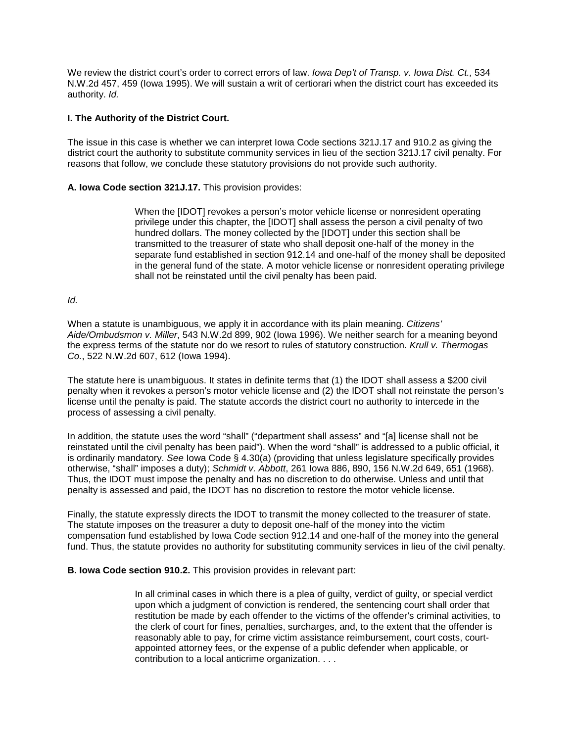We review the district court's order to correct errors of law. *Iowa Dep't of Transp. v. Iowa Dist. Ct.,* 534 N.W.2d 457, 459 (Iowa 1995). We will sustain a writ of certiorari when the district court has exceeded its authority. *Id.*

**I. The Authority of the District Court.**

The issue in this case is whether we can interpret Iowa Code sections 321J.17 and 910.2 as giving the district court the authority to substitute community services in lieu of the section 321J.17 civil penalty. For reasons that follow, we conclude these statutory provisions do not provide such authority.

**A. Iowa Code section 321J.17.** This provision provides:

> When the [IDOT] revokes a person's motor vehicle license or nonresident operating privilege under this chapter, the [IDOT] shall assess the person a civil penalty of two hundred dollars. The money collected by the [IDOT] under this section shall be transmitted to the treasurer of state who shall deposit one-half of the money in the separate fund established in section 912.14 and one-half of the money shall be deposited in the general fund of the state. A motor vehicle license or nonresident operating privilege shall not be reinstated until the civil penalty has been paid.

*Id.*

When a statute is unambiguous, we apply it in accordance with its plain meaning. *Citizens' Aide/Ombudsmon v. Miller*, 543 N.W.2d 899, 902 (Iowa 1996). We neither search for a meaning beyond the express terms of the statute nor do we resort to rules of statutory construction. *Krull v. Thermogas Co.*, 522 N.W.2d 607, 612 (Iowa 1994).

The statute here is unambiguous. It states in definite terms that (1) the IDOT shall assess a $200 civil penalty when it revokes a person's motor vehicle license and (2) the IDOT shall not reinstate the person's license until the penalty is paid. The statute accords the district court no authority to intercede in the process of assessing a civil penalty.

In addition, the statute uses the word "shall" ("department shall assess" and "[a] license shall not be reinstated until the civil penalty has been paid"). When the word "shall" is addressed to a public official, it is ordinarily mandatory. *See* Iowa Code § 4.30(a) (providing that unless legislature specifically provides otherwise, "shall" imposes a duty); *Schmidt v. Abbott*, 261 Iowa 886, 890, 156 N.W.2d 649, 651 (1968). Thus, the IDOT must impose the penalty and has no discretion to do otherwise. Unless and until that penalty is assessed and paid, the IDOT has no discretion to restore the motor vehicle license.

Finally, the statute expressly directs the IDOT to transmit the money collected to the treasurer of state. The statute imposes on the treasurer a duty to deposit one-half of the money into the victim compensation fund established by Iowa Code section 912.14 and one-half of the money into the general fund. Thus, the statute provides no authority for substituting community services in lieu of the civil penalty.

**B. Iowa Code section 910.2.** This provision provides in relevant part:

> In all criminal cases in which there is a plea of guilty, verdict of guilty, or special verdict upon which a judgment of conviction is rendered, the sentencing court shall order that restitution be made by each offender to the victims of the offender's criminal activities, to the clerk of court for fines, penalties, surcharges, and, to the extent that the offender is reasonably able to pay, for crime victim assistance reimbursement, court costs, court-appointed attorney fees, or the expense of a public defender when applicable, or contribution to a local anticrime organization. . . .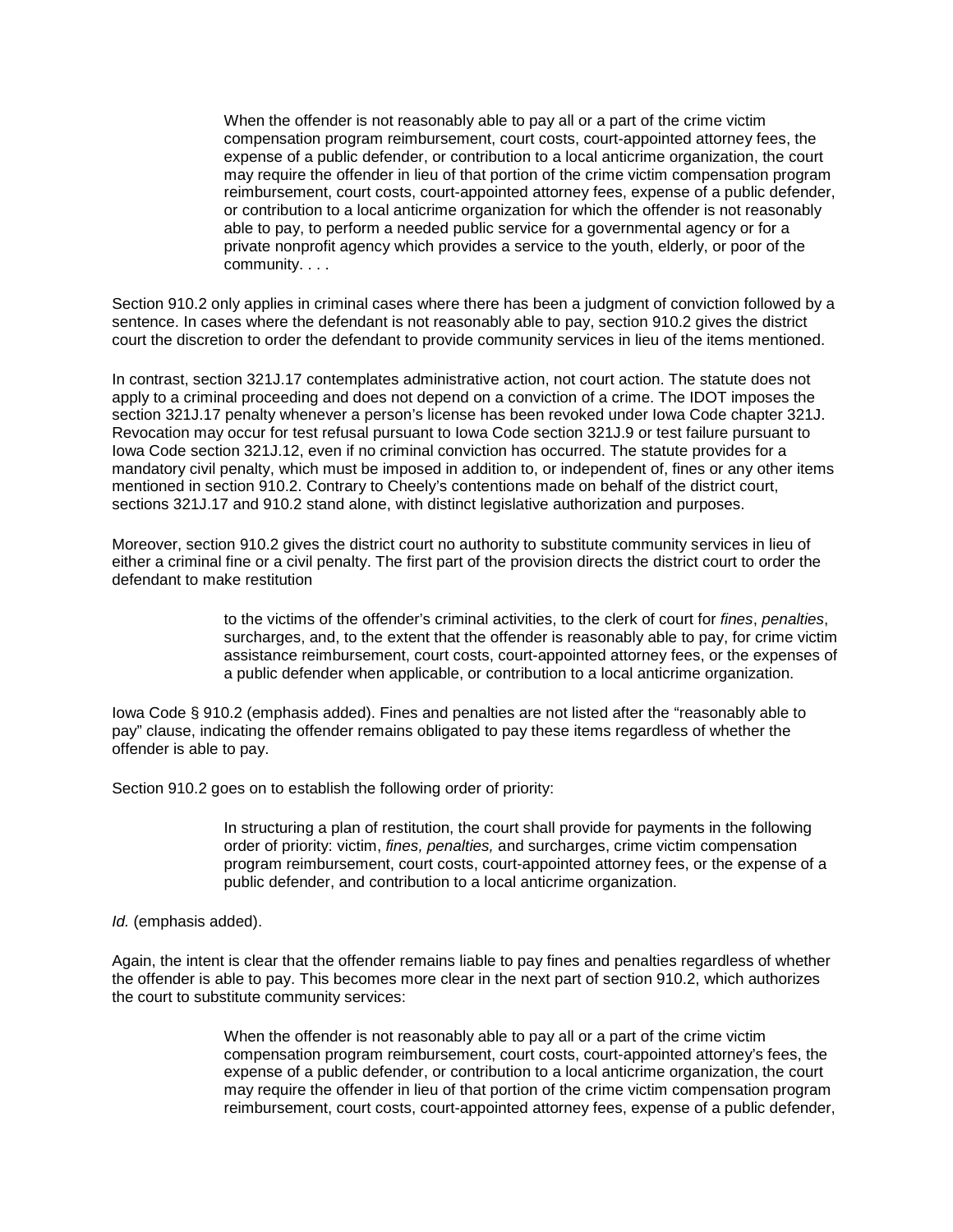> When the offender is not reasonably able to pay all or a part of the crime victim compensation program reimbursement, court costs, court-appointed attorney fees, the expense of a public defender, or contribution to a local anticrime organization, the court may require the offender in lieu of that portion of the crime victim compensation program reimbursement, court costs, court-appointed attorney fees, expense of a public defender, or contribution to a local anticrime organization for which the offender is not reasonably able to pay, to perform a needed public service for a governmental agency or for a private nonprofit agency which provides a service to the youth, elderly, or poor of the community. . . .

Section 910.2 only applies in criminal cases where there has been a judgment of conviction followed by a sentence. In cases where the defendant is not reasonably able to pay, section 910.2 gives the district court the discretion to order the defendant to provide community services in lieu of the items mentioned.

In contrast, section 321J.17 contemplates administrative action, not court action. The statute does not apply to a criminal proceeding and does not depend on a conviction of a crime. The IDOT imposes the section 321J.17 penalty whenever a person's license has been revoked under Iowa Code chapter 321J. Revocation may occur for test refusal pursuant to Iowa Code section 321J.9 or test failure pursuant to Iowa Code section 321J.12, even if no criminal conviction has occurred. The statute provides for a mandatory civil penalty, which must be imposed in addition to, or independent of, fines or any other items mentioned in section 910.2. Contrary to Cheely's contentions made on behalf of the district court, sections 321J.17 and 910.2 stand alone, with distinct legislative authorization and purposes.

Moreover, section 910.2 gives the district court no authority to substitute community services in lieu of either a criminal fine or a civil penalty. The first part of the provision directs the district court to order the defendant to make restitution

> to the victims of the offender's criminal activities, to the clerk of court for *fines*, *penalties*, surcharges, and, to the extent that the offender is reasonably able to pay, for crime victim assistance reimbursement, court costs, court-appointed attorney fees, or the expenses of a public defender when applicable, or contribution to a local anticrime organization.

Iowa Code § 910.2 (emphasis added). Fines and penalties are not listed after the "reasonably able to pay" clause, indicating the offender remains obligated to pay these items regardless of whether the offender is able to pay.

Section 910.2 goes on to establish the following order of priority:

> In structuring a plan of restitution, the court shall provide for payments in the following order of priority: victim, *fines, penalties,* and surcharges, crime victim compensation program reimbursement, court costs, court-appointed attorney fees, or the expense of a public defender, and contribution to a local anticrime organization.

*Id.* (emphasis added).

Again, the intent is clear that the offender remains liable to pay fines and penalties regardless of whether the offender is able to pay. This becomes more clear in the next part of section 910.2, which authorizes the court to substitute community services:

> When the offender is not reasonably able to pay all or a part of the crime victim compensation program reimbursement, court costs, court-appointed attorney's fees, the expense of a public defender, or contribution to a local anticrime organization, the court may require the offender in lieu of that portion of the crime victim compensation program reimbursement, court costs, court-appointed attorney fees, expense of a public defender,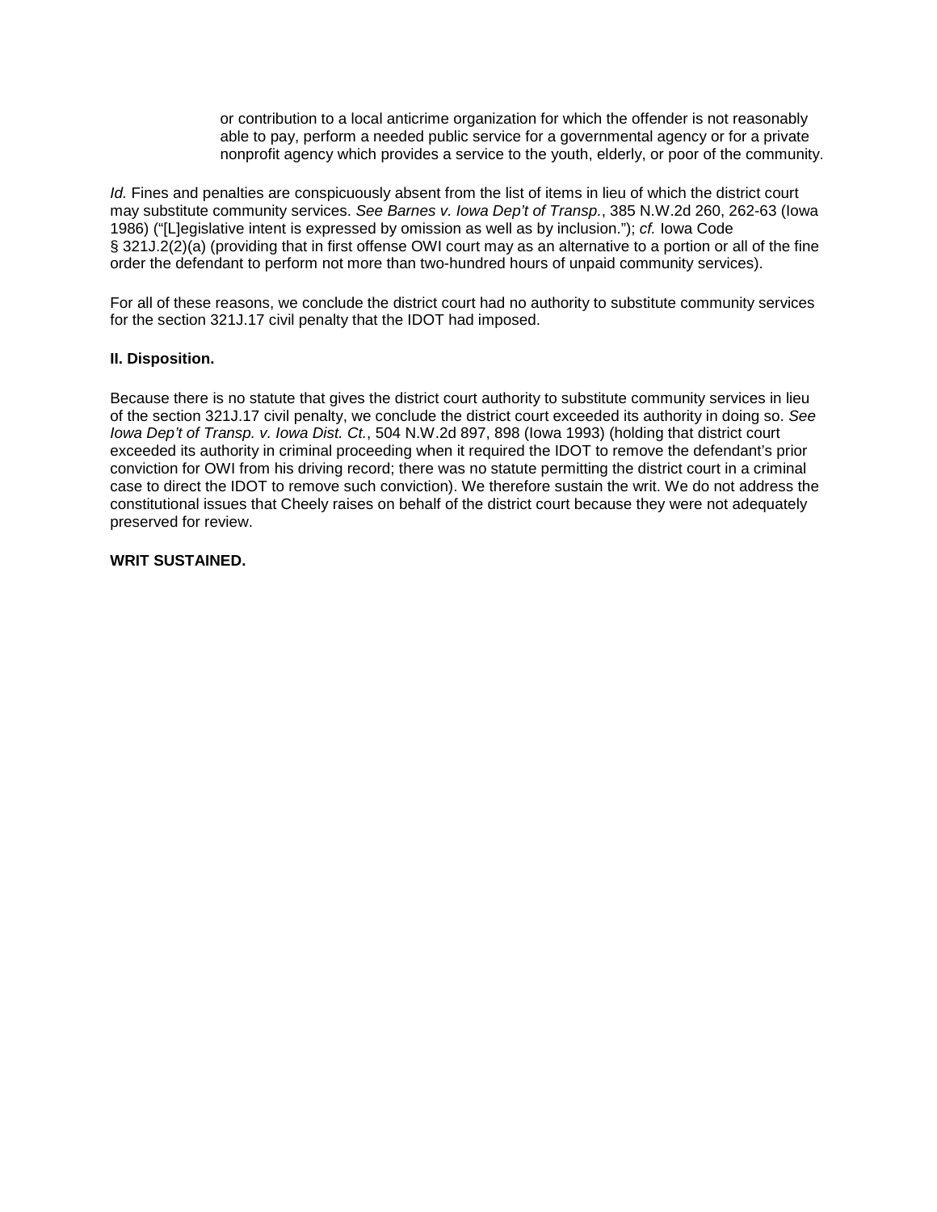> or contribution to a local anticrime organization for which the offender is not reasonably able to pay, perform a needed public service for a governmental agency or for a private nonprofit agency which provides a service to the youth, elderly, or poor of the community.

*Id.* Fines and penalties are conspicuously absent from the list of items in lieu of which the district court may substitute community services. *See Barnes v. Iowa Dep't of Transp.*, 385 N.W.2d 260, 262-63 (Iowa 1986) ("[L]egislative intent is expressed by omission as well as by inclusion."); *cf.* Iowa Code § 321J.2(2)(a) (providing that in first offense OWI court may as an alternative to a portion or all of the fine order the defendant to perform not more than two-hundred hours of unpaid community services).

For all of these reasons, we conclude the district court had no authority to substitute community services for the section 321J.17 civil penalty that the IDOT had imposed.

**II. Disposition.**

Because there is no statute that gives the district court authority to substitute community services in lieu of the section 321J.17 civil penalty, we conclude the district court exceeded its authority in doing so. *See Iowa Dep't of Transp. v. Iowa Dist. Ct.*, 504 N.W.2d 897, 898 (Iowa 1993) (holding that district court exceeded its authority in criminal proceeding when it required the IDOT to remove the defendant's prior conviction for OWI from his driving record; there was no statute permitting the district court in a criminal case to direct the IDOT to remove such conviction). We therefore sustain the writ. We do not address the constitutional issues that Cheely raises on behalf of the district court because they were not adequately preserved for review.

**WRIT SUSTAINED.**